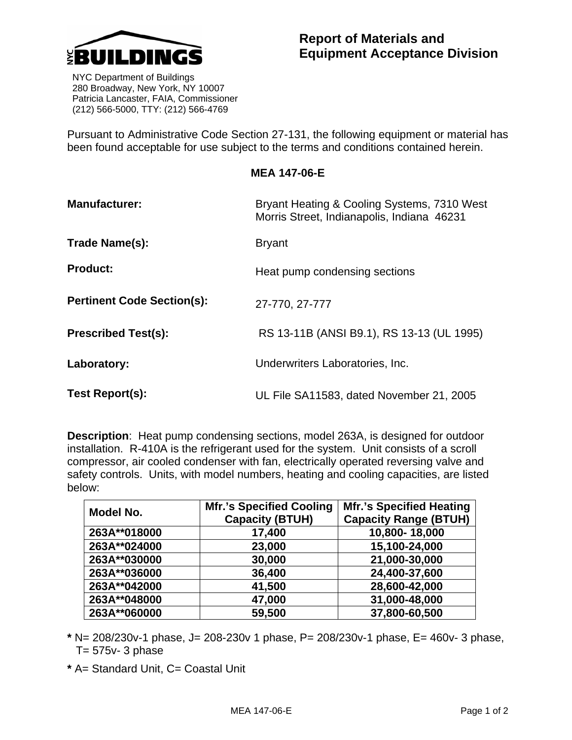NYC BUILDINGS

NYC Department of Buildings
280 Broadway, New York, NY 10007
Patricia Lancaster, FAIA, Commissioner
(212) 566-5000, TTY: (212) 566-4769

# Report of Materials and Equipment Acceptance Division

Pursuant to Administrative Code Section 27-131, the following equipment or material has been found acceptable for use subject to the terms and conditions contained herein.

**MEA 147-06-E**

**Manufacturer:** Bryant Heating & Cooling Systems, 7310 West Morris Street, Indianapolis, Indiana 46231

**Trade Name(s):** Bryant

**Product:** Heat pump condensing sections

**Pertinent Code Section(s):** 27-770, 27-777

**Prescribed Test(s):** RS 13-11B (ANSI B9.1), RS 13-13 (UL 1995)

**Laboratory:** Underwriters Laboratories, Inc.

**Test Report(s):** UL File SA11583, dated November 21, 2005

**Description**: Heat pump condensing sections, model 263A, is designed for outdoor installation. R-410A is the refrigerant used for the system. Unit consists of a scroll compressor, air cooled condenser with fan, electrically operated reversing valve and safety controls. Units, with model numbers, heating and cooling capacities, are listed below:

| Model No. | Mfr.'s Specified Cooling Capacity (BTUH) | Mfr.'s Specified Heating Capacity Range (BTUH) |
|---|---|---|
| 263A**018000 | 17,400 | 10,800- 18,000 |
| 263A**024000 | 23,000 | 15,100-24,000 |
| 263A**030000 | 30,000 | 21,000-30,000 |
| 263A**036000 | 36,400 | 24,400-37,600 |
| 263A**042000 | 41,500 | 28,600-42,000 |
| 263A**048000 | 47,000 | 31,000-48,000 |
| 263A**060000 | 59,500 | 37,800-60,500 |

**\*** N= 208/230v-1 phase, J= 208-230v 1 phase, P= 208/230v-1 phase, E= 460v- 3 phase, T= 575v- 3 phase

**\*** A= Standard Unit, C= Coastal Unit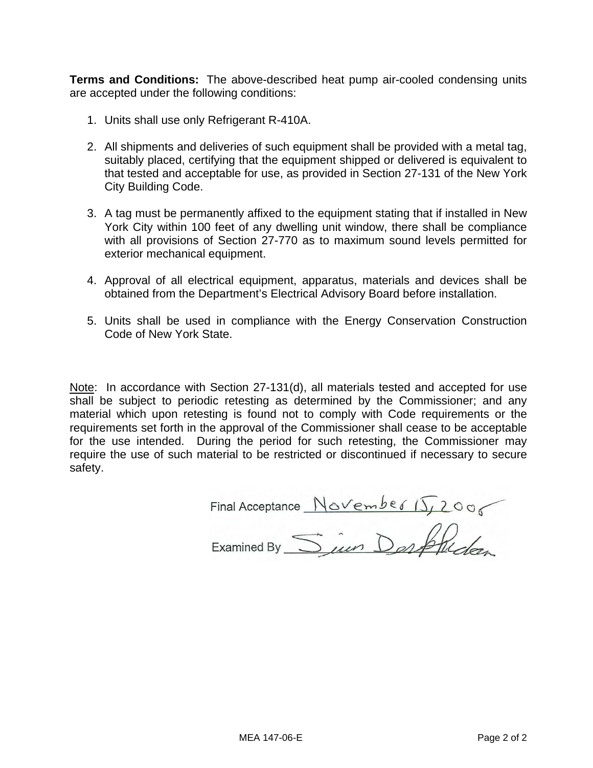**Terms and Conditions:** The above-described heat pump air-cooled condensing units are accepted under the following conditions:

1. Units shall use only Refrigerant R-410A.

2. All shipments and deliveries of such equipment shall be provided with a metal tag, suitably placed, certifying that the equipment shipped or delivered is equivalent to that tested and acceptable for use, as provided in Section 27-131 of the New York City Building Code.

3. A tag must be permanently affixed to the equipment stating that if installed in New York City within 100 feet of any dwelling unit window, there shall be compliance with all provisions of Section 27-770 as to maximum sound levels permitted for exterior mechanical equipment.

4. Approval of all electrical equipment, apparatus, materials and devices shall be obtained from the Department's Electrical Advisory Board before installation.

5. Units shall be used in compliance with the Energy Conservation Construction Code of New York State.

Note: In accordance with Section 27-131(d), all materials tested and accepted for use shall be subject to periodic retesting as determined by the Commissioner; and any material which upon retesting is found not to comply with Code requirements or the requirements set forth in the approval of the Commissioner shall cease to be acceptable for the use intended. During the period for such retesting, the Commissioner may require the use of such material to be restricted or discontinued if necessary to secure safety.

Final Acceptance November 15, 2006

Examined By Simon Dorf Hudson

MEA 147-06-E